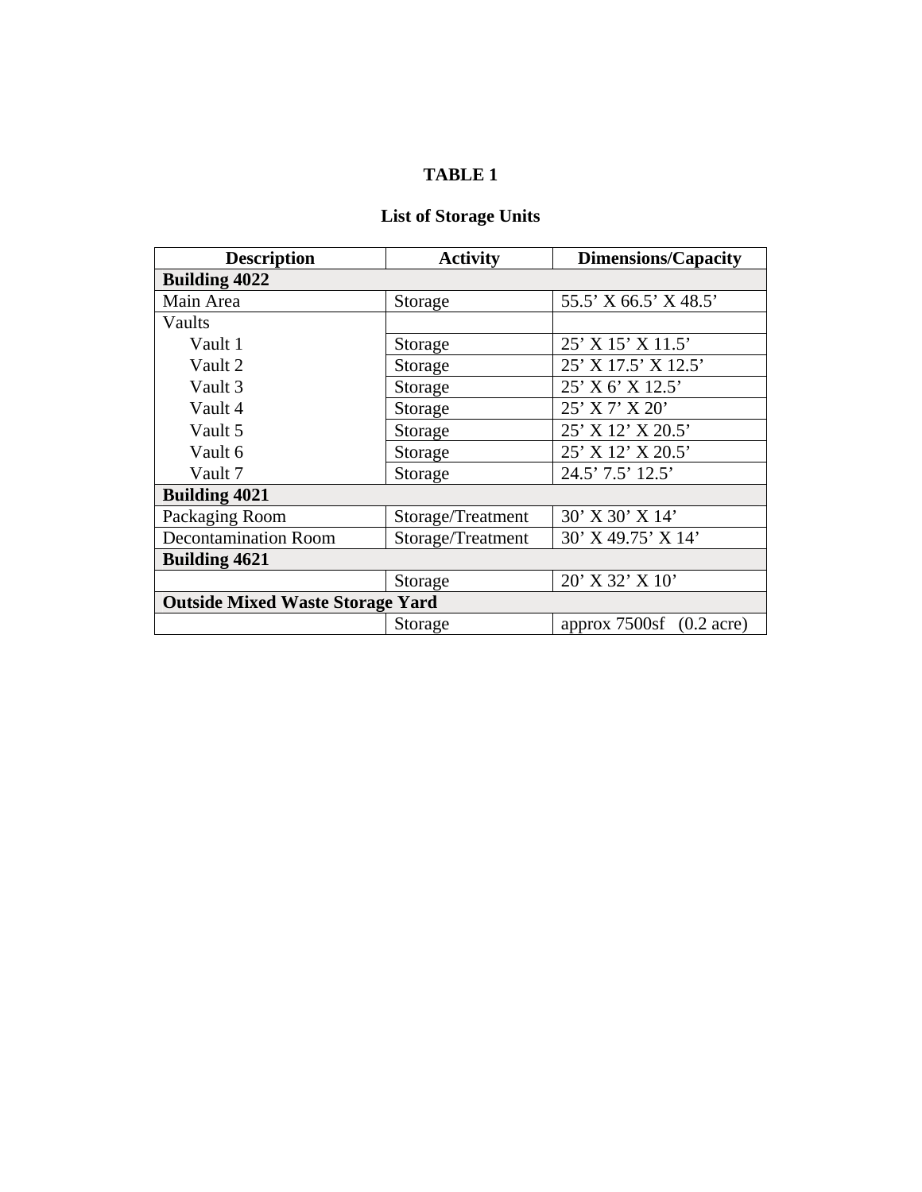**TABLE 1**

**List of Storage Units**

| Description | Activity | Dimensions/Capacity |
|---|---|---|
| **Building 4022** | | |
| Main Area | Storage | 55.5’ X 66.5’ X 48.5’ |
| Vaults | | |
| Vault 1 | Storage | 25’ X 15’ X 11.5’ |
| Vault 2 | Storage | 25’ X 17.5’ X 12.5’ |
| Vault 3 | Storage | 25’ X 6’ X 12.5’ |
| Vault 4 | Storage | 25’ X 7’ X 20’ |
| Vault 5 | Storage | 25’ X 12’ X 20.5’ |
| Vault 6 | Storage | 25’ X 12’ X 20.5’ |
| Vault 7 | Storage | 24.5’ 7.5’ 12.5’ |
| **Building 4021** | | |
| Packaging Room | Storage/Treatment | 30’ X 30’ X 14’ |
| Decontamination Room | Storage/Treatment | 30’ X 49.75’ X 14’ |
| **Building 4621** | | |
| | Storage | 20’ X 32’ X 10’ |
| **Outside Mixed Waste Storage Yard** | | |
| | Storage | approx 7500sf (0.2 acre) |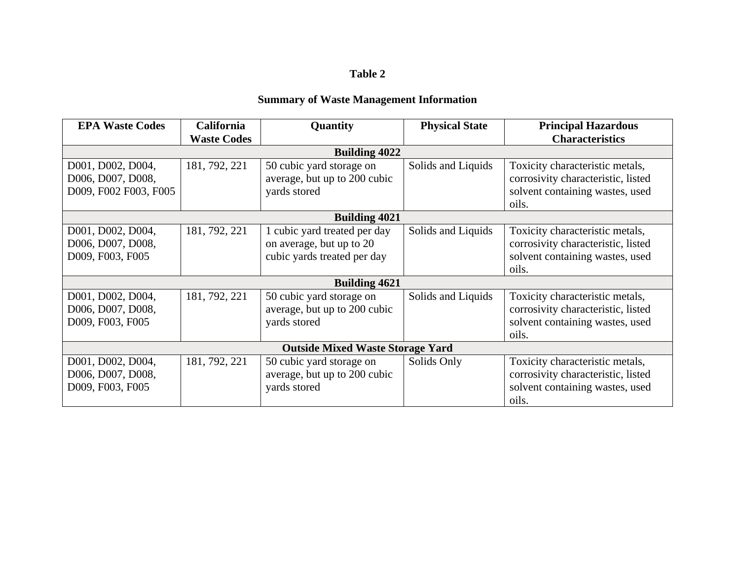**Table 2**

**Summary of Waste Management Information**

| EPA Waste Codes | California Waste Codes | Quantity | Physical State | Principal Hazardous Characteristics |
|---|---|---|---|---|
| **Building 4022** | | | | |
| D001, D002, D004, D006, D007, D008, D009, F002 F003, F005 | 181, 792, 221 | 50 cubic yard storage on average, but up to 200 cubic yards stored | Solids and Liquids | Toxicity characteristic metals, corrosivity characteristic, listed solvent containing wastes, used oils. |
| **Building 4021** | | | | |
| D001, D002, D004, D006, D007, D008, D009, F003, F005 | 181, 792, 221 | 1 cubic yard treated per day on average, but up to 20 cubic yards treated per day | Solids and Liquids | Toxicity characteristic metals, corrosivity characteristic, listed solvent containing wastes, used oils. |
| **Building 4621** | | | | |
| D001, D002, D004, D006, D007, D008, D009, F003, F005 | 181, 792, 221 | 50 cubic yard storage on average, but up to 200 cubic yards stored | Solids and Liquids | Toxicity characteristic metals, corrosivity characteristic, listed solvent containing wastes, used oils. |
| **Outside Mixed Waste Storage Yard** | | | | |
| D001, D002, D004, D006, D007, D008, D009, F003, F005 | 181, 792, 221 | 50 cubic yard storage on average, but up to 200 cubic yards stored | Solids Only | Toxicity characteristic metals, corrosivity characteristic, listed solvent containing wastes, used oils. |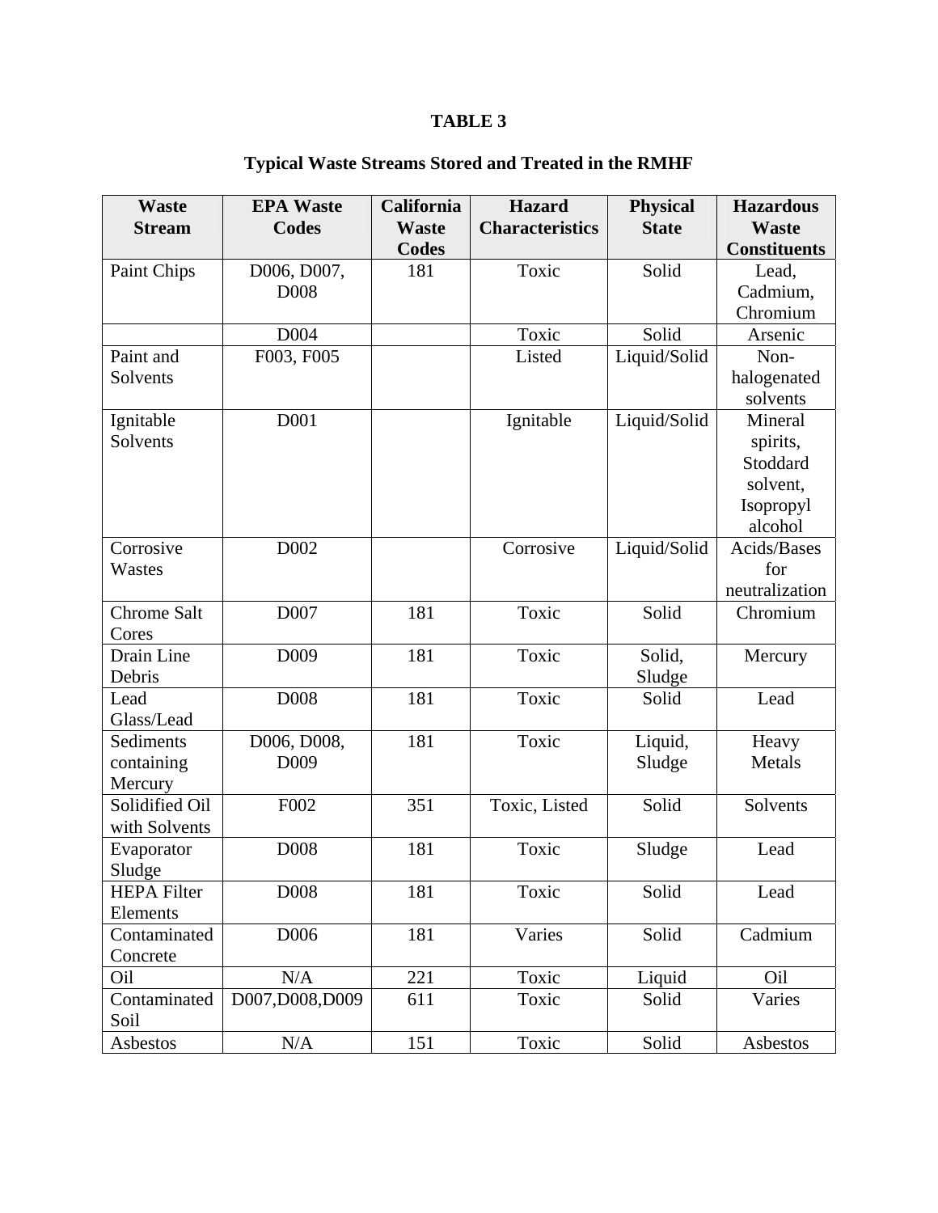# TABLE 3

## Typical Waste Streams Stored and Treated in the RMHF

| Waste Stream | EPA Waste Codes | California Waste Codes | Hazard Characteristics | Physical State | Hazardous Waste Constituents |
|---|---|---|---|---|---|
| Paint Chips | D006, D007, D008 | 181 | Toxic | Solid | Lead, Cadmium, Chromium |
| | D004 | | Toxic | Solid | Arsenic |
| Paint and Solvents | F003, F005 | | Listed | Liquid/Solid | Non-halogenated solvents |
| Ignitable Solvents | D001 | | Ignitable | Liquid/Solid | Mineral spirits, Stoddard solvent, Isopropyl alcohol |
| Corrosive Wastes | D002 | | Corrosive | Liquid/Solid | Acids/Bases for neutralization |
| Chrome Salt Cores | D007 | 181 | Toxic | Solid | Chromium |
| Drain Line Debris | D009 | 181 | Toxic | Solid, Sludge | Mercury |
| Lead Glass/Lead | D008 | 181 | Toxic | Solid | Lead |
| Sediments containing Mercury | D006, D008, D009 | 181 | Toxic | Liquid, Sludge | Heavy Metals |
| Solidified Oil with Solvents | F002 | 351 | Toxic, Listed | Solid | Solvents |
| Evaporator Sludge | D008 | 181 | Toxic | Sludge | Lead |
| HEPA Filter Elements | D008 | 181 | Toxic | Solid | Lead |
| Contaminated Concrete | D006 | 181 | Varies | Solid | Cadmium |
| Oil | N/A | 221 | Toxic | Liquid | Oil |
| Contaminated Soil | D007,D008,D009 | 611 | Toxic | Solid | Varies |
| Asbestos | N/A | 151 | Toxic | Solid | Asbestos |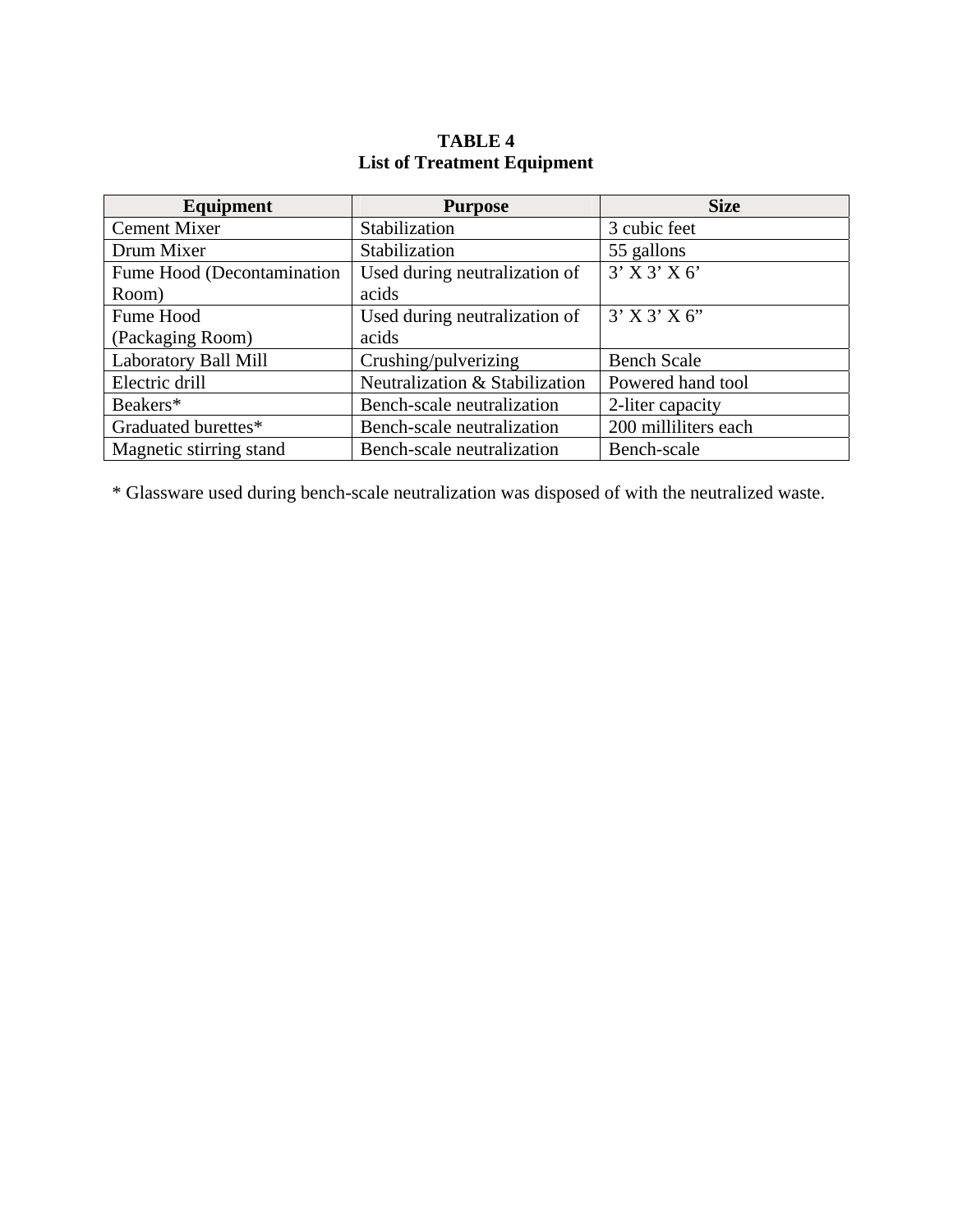**TABLE 4**
**List of Treatment Equipment**

| Equipment | Purpose | Size |
|---|---|---|
| Cement Mixer | Stabilization | 3 cubic feet |
| Drum Mixer | Stabilization | 55 gallons |
| Fume Hood (Decontamination Room) | Used during neutralization of acids | 3' X 3' X 6' |
| Fume Hood (Packaging Room) | Used during neutralization of acids | 3' X 3' X 6" |
| Laboratory Ball Mill | Crushing/pulverizing | Bench Scale |
| Electric drill | Neutralization & Stabilization | Powered hand tool |
| Beakers* | Bench-scale neutralization | 2-liter capacity |
| Graduated burettes* | Bench-scale neutralization | 200 milliliters each |
| Magnetic stirring stand | Bench-scale neutralization | Bench-scale |

* Glassware used during bench-scale neutralization was disposed of with the neutralized waste.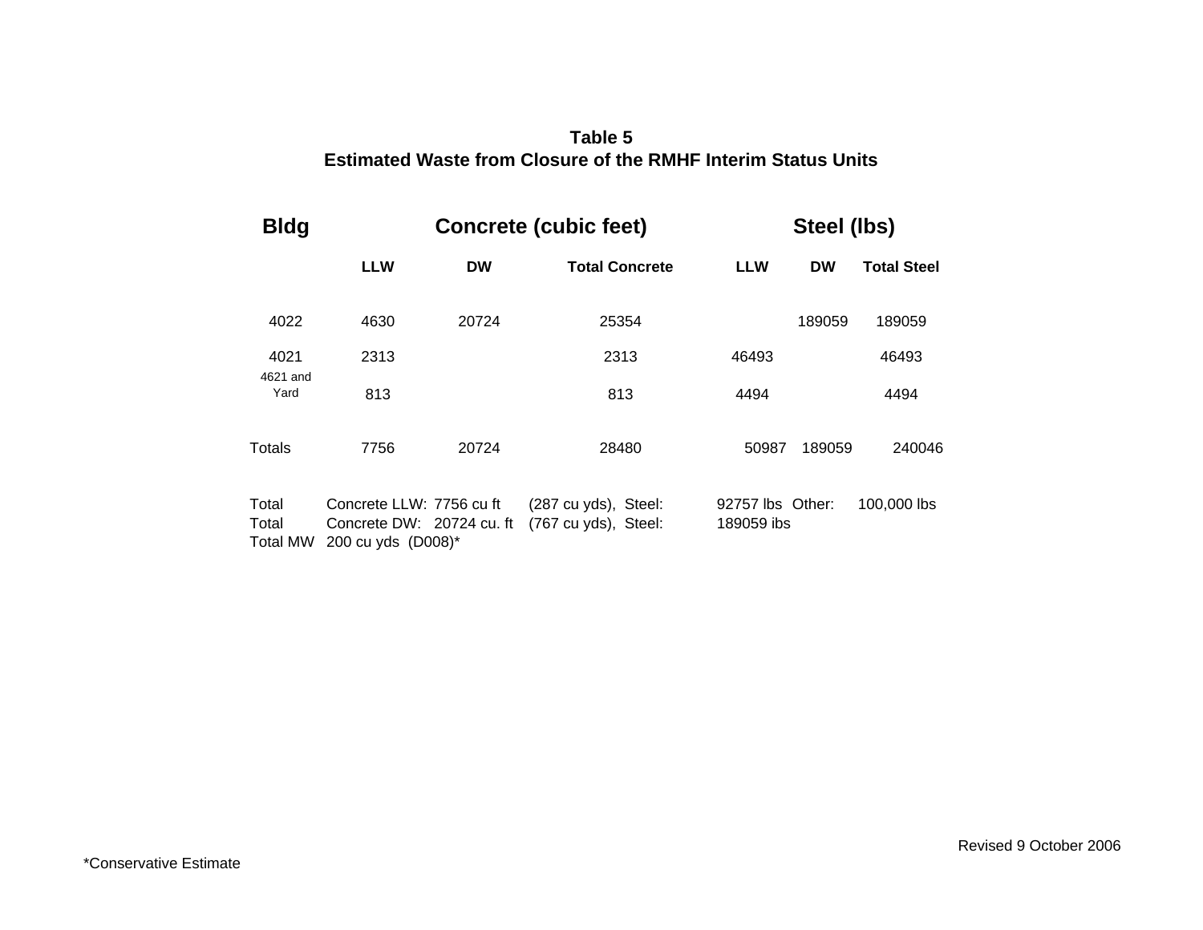**Table 5**
**Estimated Waste from Closure of the RMHF Interim Status Units**

| Bldg | Concrete (cubic feet) | | | Steel (lbs) | | |
|---|---|---|---|---|---|---|
| | LLW | DW | Total Concrete | LLW | DW | Total Steel |
| 4022 | 4630 | 20724 | 25354 | | 189059 | 189059 |
| 4021 | 2313 | | 2313 | 46493 | | 46493 |
| 4621 and Yard | 813 | | 813 | 4494 | | 4494 |
| Totals | 7756 | 20724 | 28480 | 50987 | 189059 | 240046 |

Total Concrete LLW: 7756 cu ft (287 cu yds), Steel: 92757 lbs Other: 100,000 lbs
Total Concrete DW: 20724 cu. ft (767 cu yds), Steel: 189059 ibs
Total MW 200 cu yds (D008)*

Revised 9 October 2006

*Conservative Estimate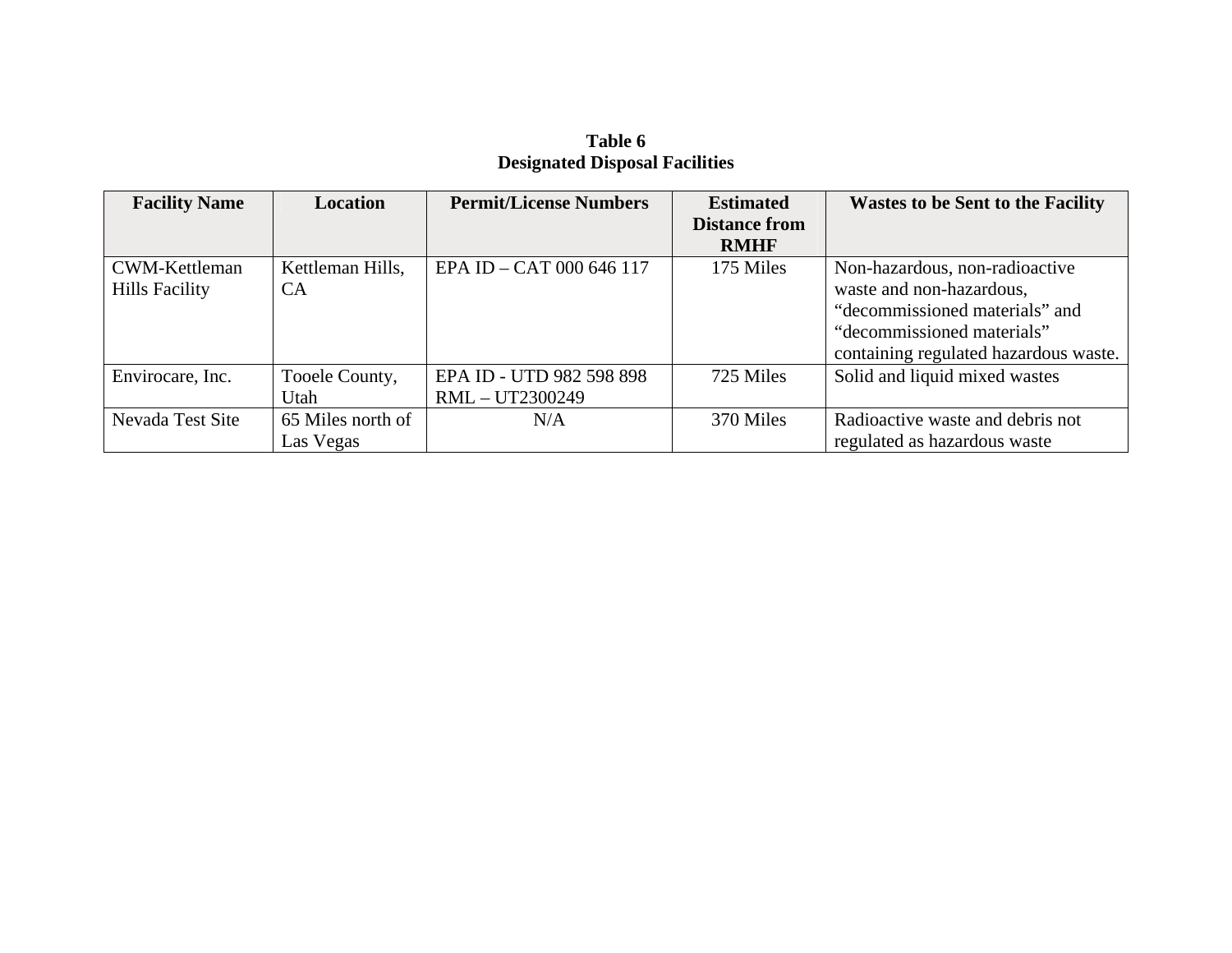**Table 6**
**Designated Disposal Facilities**

| Facility Name | Location | Permit/License Numbers | Estimated Distance from RMHF | Wastes to be Sent to the Facility |
|---|---|---|---|---|
| CWM-Kettleman Hills Facility | Kettleman Hills, CA | EPA ID – CAT 000 646 117 | 175 Miles | Non-hazardous, non-radioactive waste and non-hazardous, “decommissioned materials” and “decommissioned materials” containing regulated hazardous waste. |
| Envirocare, Inc. | Tooele County, Utah | EPA ID - UTD 982 598 898<br>RML – UT2300249 | 725 Miles | Solid and liquid mixed wastes |
| Nevada Test Site | 65 Miles north of Las Vegas | N/A | 370 Miles | Radioactive waste and debris not regulated as hazardous waste |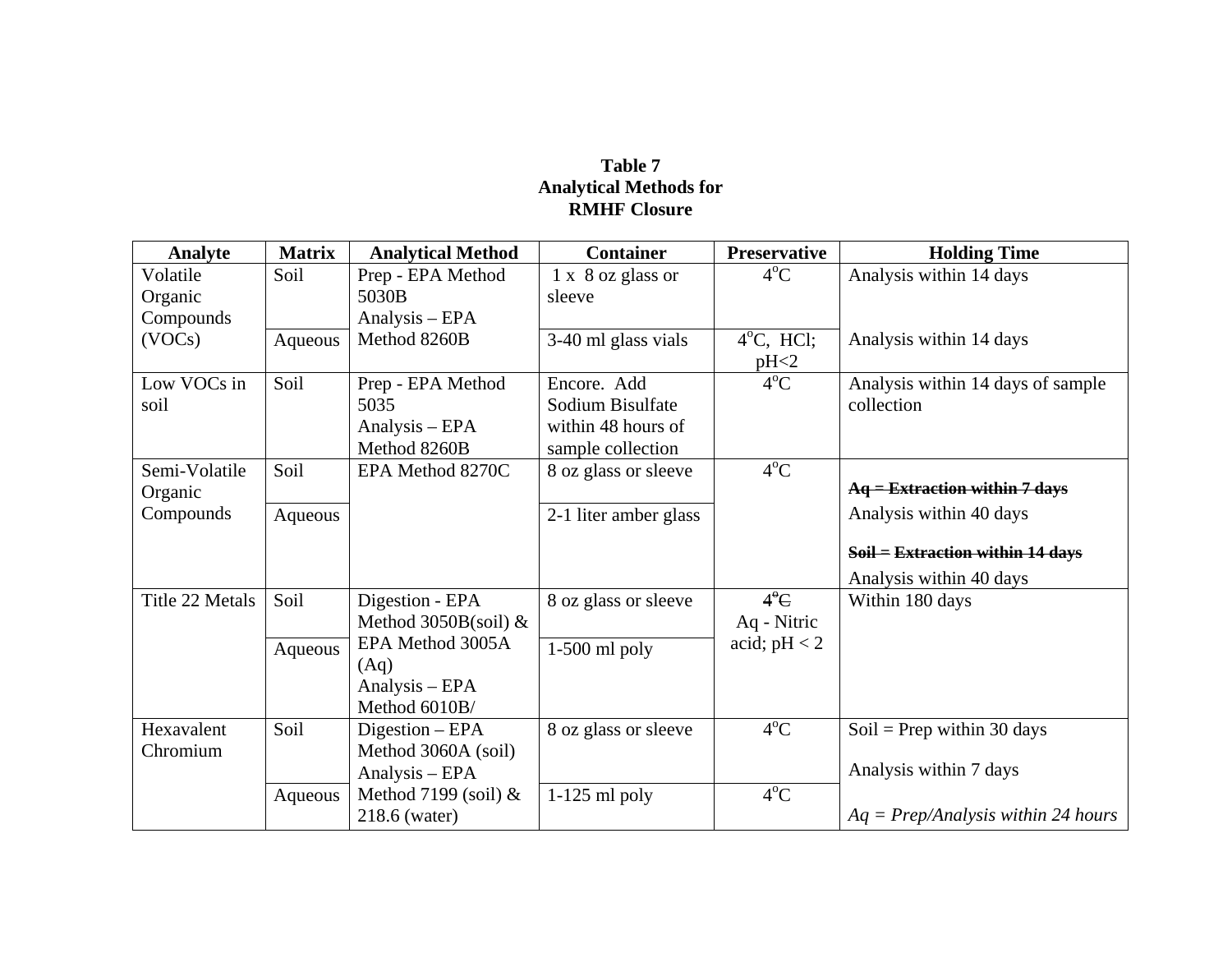**Table 7**
**Analytical Methods for**
**RMHF Closure**

| Analyte | Matrix | Analytical Method | Container | Preservative | Holding Time |
|---|---|---|---|---|---|
| Volatile Organic Compounds (VOCs) | Soil | Prep - EPA Method 5030B Analysis – EPA Method 8260B | 1 x 8 oz glass or sleeve | $4^oC$ | Analysis within 14 days |
| | Aqueous | | 3-40 ml glass vials | $4^oC$, HCl; pH<2 | Analysis within 14 days |
| Low VOCs in soil | Soil | Prep - EPA Method 5035 Analysis – EPA Method 8260B | Encore. Add Sodium Bisulfate within 48 hours of sample collection | $4^oC$ | Analysis within 14 days of sample collection |
| Semi-Volatile Organic Compounds | Soil | EPA Method 8270C | 8 oz glass or sleeve | $4^oC$ | ~~**Aq = Extraction within 7 days**~~ Analysis within 40 days ~~**Soil = Extraction within 14 days**~~ Analysis within 40 days |
| | Aqueous | | 2-1 liter amber glass | | |
| Title 22 Metals | Soil | Digestion - EPA Method 3050B(soil) & EPA Method 3005A (Aq) Analysis – EPA Method 6010B/ | 8 oz glass or sleeve | ~~$4^oC$~~ Aq - Nitric acid; pH < 2 | Within 180 days |
| | Aqueous | | 1-500 ml poly | | |
| Hexavalent Chromium | Soil | Digestion – EPA Method 3060A (soil) Analysis – EPA Method 7199 (soil) & 218.6 (water) | 8 oz glass or sleeve | $4^oC$ | Soil = Prep within 30 days Analysis within 7 days *Aq = Prep/Analysis within 24 hours* |
| | Aqueous | | 1-125 ml poly | $4^oC$ | |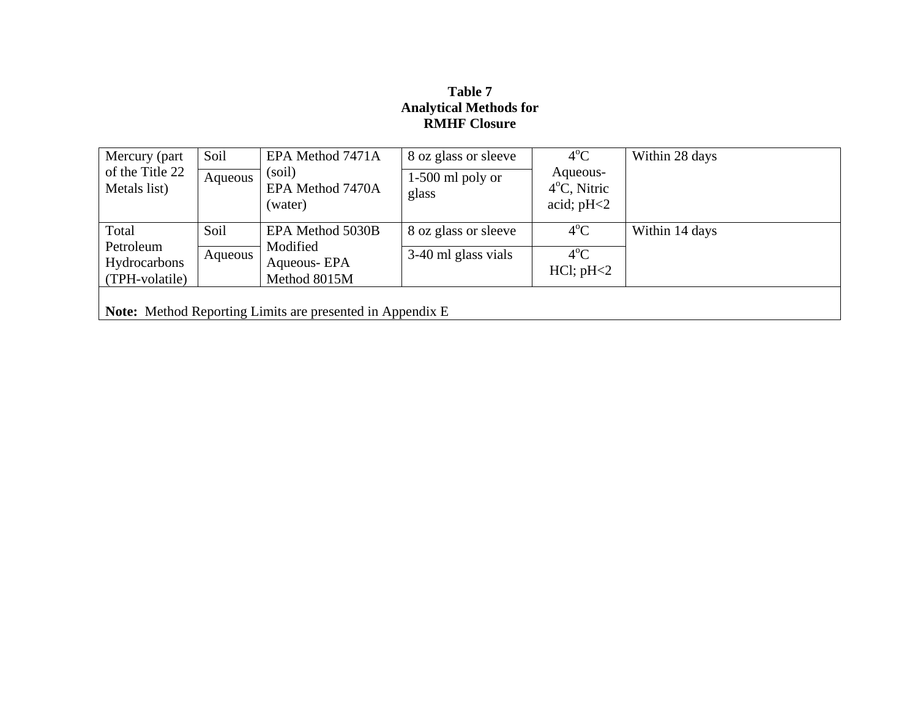**Table 7**
**Analytical Methods for**
**RMHF Closure**

| | | | | | |
|---|---|---|---|---|---|
| Mercury (part of the Title 22 Metals list) | Soil | EPA Method 7471A (soil) EPA Method 7470A (water) | 8 oz glass or sleeve | $4^oC$ Aqueous- $4^oC$, Nitric acid; pH<2 | Within 28 days |
| | Aqueous | | 1-500 ml poly or glass | | |
| Total Petroleum Hydrocarbons (TPH-volatile) | Soil | EPA Method 5030B Modified Aqueous- EPA Method 8015M | 8 oz glass or sleeve | $4^oC$ | Within 14 days |
| | Aqueous | | 3-40 ml glass vials | $4^oC$ HCl; pH<2 | |

**Note:** Method Reporting Limits are presented in Appendix E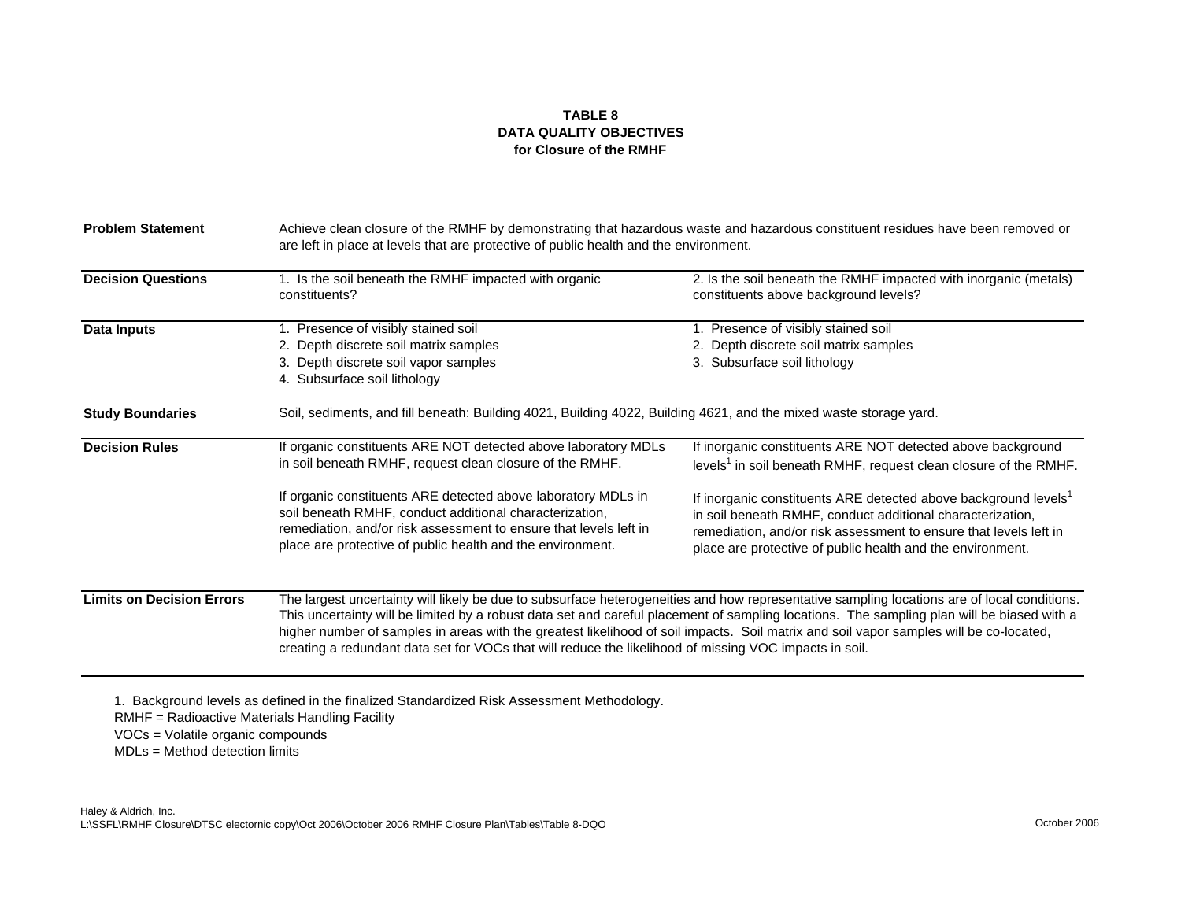**TABLE 8**
**DATA QUALITY OBJECTIVES**
**for Closure of the RMHF**

| | | |
|---|---|---|
| **Problem Statement** | Achieve clean closure of the RMHF by demonstrating that hazardous waste and hazardous constituent residues have been removed or are left in place at levels that are protective of public health and the environment. | |
| **Decision Questions** | 1. Is the soil beneath the RMHF impacted with organic constituents? | 2. Is the soil beneath the RMHF impacted with inorganic (metals) constituents above background levels? |
| **Data Inputs** | 1. Presence of visibly stained soil<br>2. Depth discrete soil matrix samples<br>3. Depth discrete soil vapor samples<br>4. Subsurface soil lithology | 1. Presence of visibly stained soil<br>2. Depth discrete soil matrix samples<br>3. Subsurface soil lithology |
| **Study Boundaries** | Soil, sediments, and fill beneath: Building 4021, Building 4022, Building 4621, and the mixed waste storage yard. | |
| **Decision Rules** | If organic constituents ARE NOT detected above laboratory MDLs in soil beneath RMHF, request clean closure of the RMHF.<br><br>If organic constituents ARE detected above laboratory MDLs in soil beneath RMHF, conduct additional characterization, remediation, and/or risk assessment to ensure that levels left in place are protective of public health and the environment. | If inorganic constituents ARE NOT detected above background levels[1] in soil beneath RMHF, request clean closure of the RMHF.<br><br>If inorganic constituents ARE detected above background levels[1] in soil beneath RMHF, conduct additional characterization, remediation, and/or risk assessment to ensure that levels left in place are protective of public health and the environment. |
| **Limits on Decision Errors** | The largest uncertainty will likely be due to subsurface heterogeneities and how representative sampling locations are of local conditions. This uncertainty will be limited by a robust data set and careful placement of sampling locations. The sampling plan will be biased with a higher number of samples in areas with the greatest likelihood of soil impacts. Soil matrix and soil vapor samples will be co-located, creating a redundant data set for VOCs that will reduce the likelihood of missing VOC impacts in soil. | |

1. Background levels as defined in the finalized Standardized Risk Assessment Methodology.

RMHF = Radioactive Materials Handling Facility

VOCs = Volatile organic compounds

MDLs = Method detection limits

Haley & Aldrich, Inc.
L:\SSFL\RMHF Closure\DTSC electornic copy\Oct 2006\October 2006 RMHF Closure Plan\Tables\Table 8-DQO

October 2006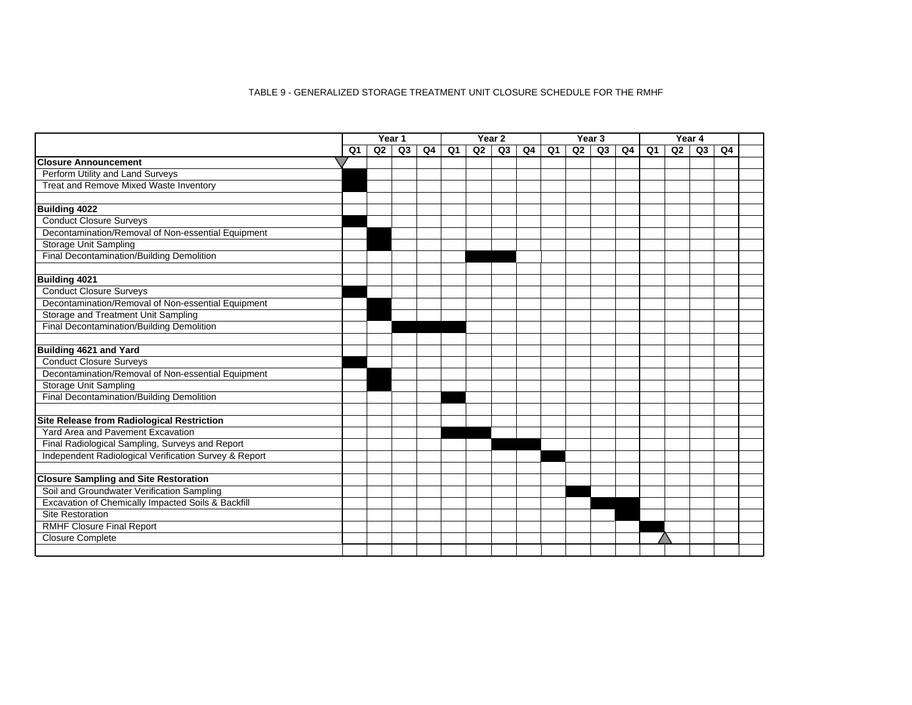TABLE 9 - GENERALIZED STORAGE TREATMENT UNIT CLOSURE SCHEDULE FOR THE RMHF

| | Year 1 | | | | Year 2 | | | | Year 3 | | | | Year 4 | | | |
|---|---|---|---|---|---|---|---|---|---|---|---|---|---|---|---|---|
| | Q1 | Q2 | Q3 | Q4 | Q1 | Q2 | Q3 | Q4 | Q1 | Q2 | Q3 | Q4 | Q1 | Q2 | Q3 | Q4 |
| **Closure Announcement** | ▼ | | | | | | | | | | | | | | | |
| Perform Utility and Land Surveys | ■ | | | | | | | | | | | | | | | |
| Treat and Remove Mixed Waste Inventory | ■ | | | | | | | | | | | | | | | |
| | | | | | | | | | | | | | | | | |
| **Building 4022** | | | | | | | | | | | | | | | | |
| Conduct Closure Surveys | ■ | | | | | | | | | | | | | | | |
| Decontamination/Removal of Non-essential Equipment | | ■ | | | | | | | | | | | | | | |
| Storage Unit Sampling | | ■ | | | | | | | | | | | | | | |
| Final Decontamination/Building Demolition | | | | | | ■ | ■ | | | | | | | | | |
| | | | | | | | | | | | | | | | | |
| **Building 4021** | | | | | | | | | | | | | | | | |
| Conduct Closure Surveys | ■ | | | | | | | | | | | | | | | |
| Decontamination/Removal of Non-essential Equipment | | ■ | | | | | | | | | | | | | | |
| Storage and Treatment Unit Sampling | | ■ | | | | | | | | | | | | | | |
| Final Decontamination/Building Demolition | | | ■ | ■ | ■ | | | | | | | | | | | |
| | | | | | | | | | | | | | | | | |
| **Building 4621 and Yard** | | | | | | | | | | | | | | | | |
| Conduct Closure Surveys | ■ | | | | | | | | | | | | | | | |
| Decontamination/Removal of Non-essential Equipment | | ■ | | | | | | | | | | | | | | |
| Storage Unit Sampling | | ■ | | | | | | | | | | | | | | |
| Final Decontamination/Building Demolition | | | | | ■ | | | | | | | | | | | |
| | | | | | | | | | | | | | | | | |
| **Site Release from Radiological Restriction** | | | | | | | | | | | | | | | | |
| Yard Area and Pavement Excavation | | | | | ■ | ■ | | | | | | | | | | |
| Final Radiological Sampling, Surveys and Report | | | | | | | ■ | ■ | | | | | | | | |
| Independent Radiological Verification Survey & Report | | | | | | | | | ■ | | | | | | | |
| | | | | | | | | | | | | | | | | |
| **Closure Sampling and Site Restoration** | | | | | | | | | | | | | | | | |
| Soil and Groundwater Verification Sampling | | | | | | | | | | ■ | | | | | | |
| Excavation of Chemically Impacted Soils & Backfill | | | | | | | | | | | ■ | ■ | | | | |
| Site Restoration | | | | | | | | | | | | ■ | | | | |
| RMHF Closure Final Report | | | | | | | | | | | | | ■ | | | |
| Closure Complete | | | | | | | | | | | | | | ▲ | | |